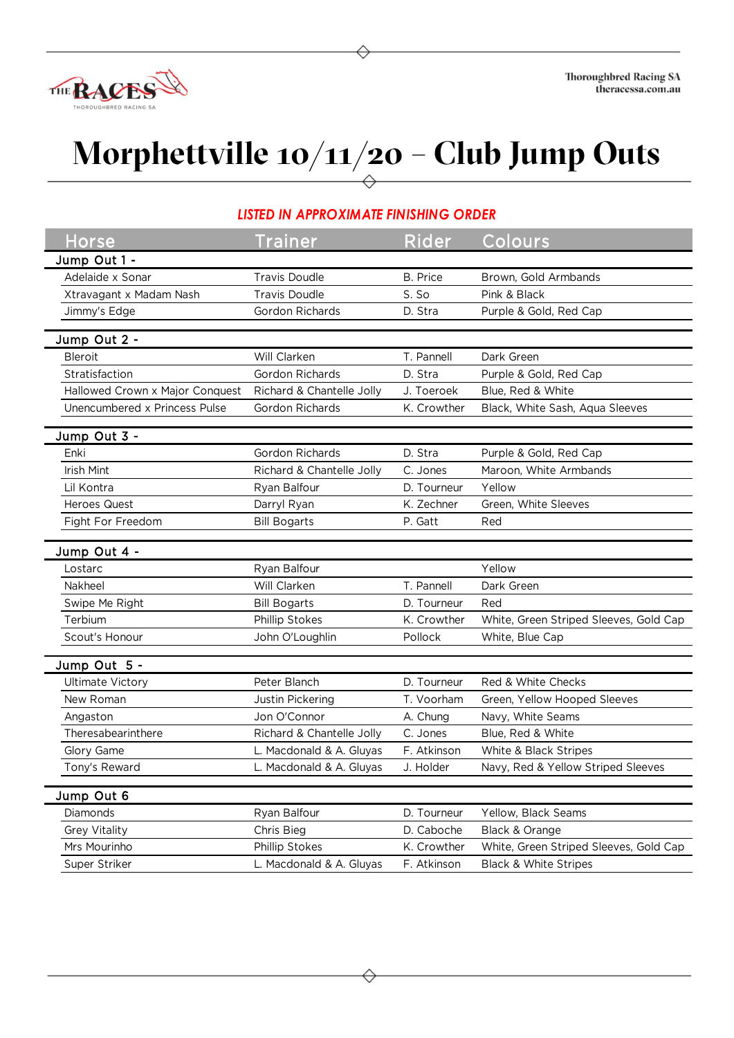# Morphettville 10/11/20 – Club Jump Outs

***LISTED IN APPROXIMATE FINISHING ORDER***

| Horse | Trainer | Rider | Colours |
|---|---|---|---|
| **Jump Out 1 -** | | | |
| Adelaide x Sonar | Travis Doudle | B. Price | Brown, Gold Armbands |
| Xtravagant x Madam Nash | Travis Doudle | S. So | Pink & Black |
| Jimmy's Edge | Gordon Richards | D. Stra | Purple & Gold, Red Cap |
| **Jump Out 2 -** | | | |
| Bleroit | Will Clarken | T. Pannell | Dark Green |
| Stratisfaction | Gordon Richards | D. Stra | Purple & Gold, Red Cap |
| Hallowed Crown x Major Conquest | Richard & Chantelle Jolly | J. Toeroek | Blue, Red & White |
| Unencumbered x Princess Pulse | Gordon Richards | K. Crowther | Black, White Sash, Aqua Sleeves |
| **Jump Out 3 -** | | | |
| Enki | Gordon Richards | D. Stra | Purple & Gold, Red Cap |
| Irish Mint | Richard & Chantelle Jolly | C. Jones | Maroon, White Armbands |
| Lil Kontra | Ryan Balfour | D. Tourneur | Yellow |
| Heroes Quest | Darryl Ryan | K. Zechner | Green, White Sleeves |
| Fight For Freedom | Bill Bogarts | P. Gatt | Red |
| **Jump Out 4 -** | | | |
| Lostarc | Ryan Balfour | | Yellow |
| Nakheel | Will Clarken | T. Pannell | Dark Green |
| Swipe Me Right | Bill Bogarts | D. Tourneur | Red |
| Terbium | Phillip Stokes | K. Crowther | White, Green Striped Sleeves, Gold Cap |
| Scout's Honour | John O'Loughlin | Pollock | White, Blue Cap |
| **Jump Out 5 -** | | | |
| Ultimate Victory | Peter Blanch | D. Tourneur | Red & White Checks |
| New Roman | Justin Pickering | T. Voorham | Green, Yellow Hooped Sleeves |
| Angaston | Jon O'Connor | A. Chung | Navy, White Seams |
| Theresabearinthere | Richard & Chantelle Jolly | C. Jones | Blue, Red & White |
| Glory Game | L. Macdonald & A. Gluyas | F. Atkinson | White & Black Stripes |
| Tony's Reward | L. Macdonald & A. Gluyas | J. Holder | Navy, Red & Yellow Striped Sleeves |
| **Jump Out 6** | | | |
| Diamonds | Ryan Balfour | D. Tourneur | Yellow, Black Seams |
| Grey Vitality | Chris Bieg | D. Caboche | Black & Orange |
| Mrs Mourinho | Phillip Stokes | K. Crowther | White, Green Striped Sleeves, Gold Cap |
| Super Striker | L. Macdonald & A. Gluyas | F. Atkinson | Black & White Stripes |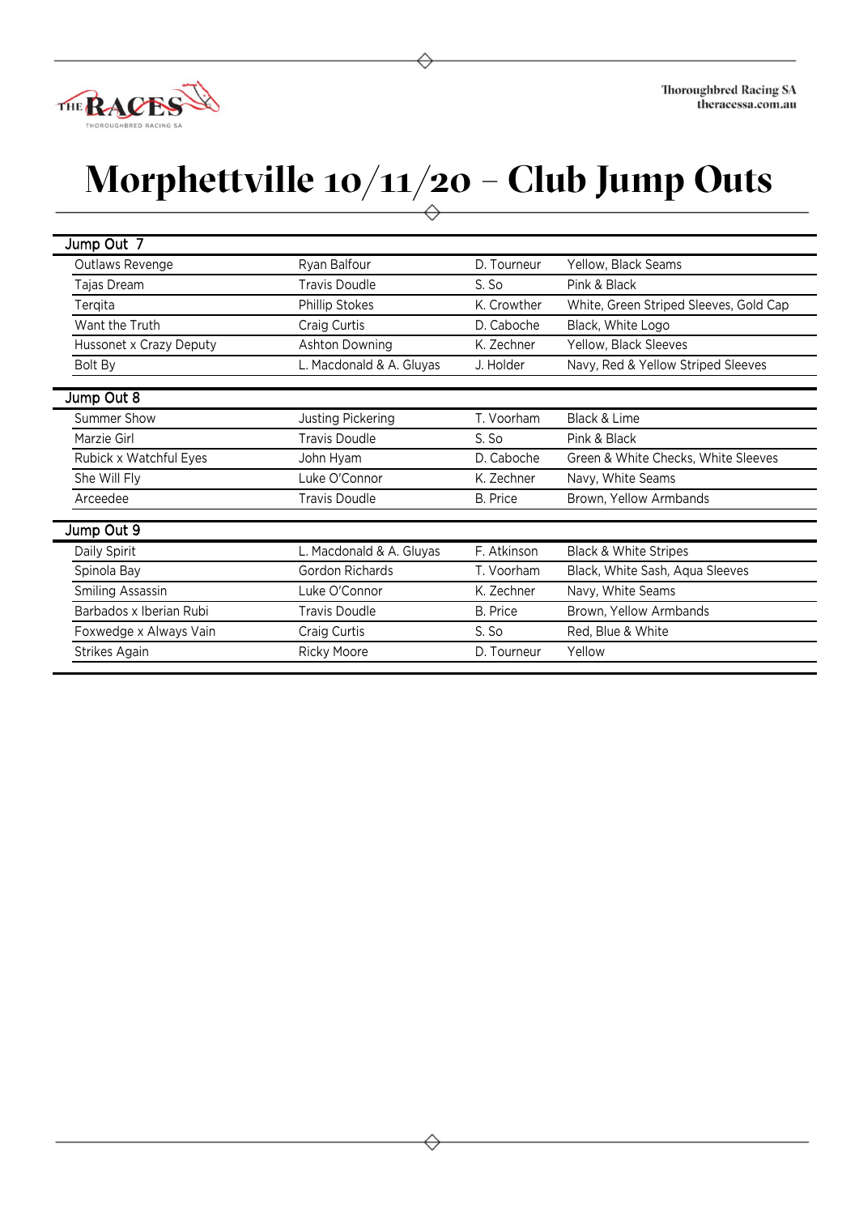# Morphettville 10/11/20 – Club Jump Outs

| Jump Out 7 | | | |
|---|---|---|---|
| Outlaws Revenge | Ryan Balfour | D. Tourneur | Yellow, Black Seams |
| Tajas Dream | Travis Doudle | S. So | Pink & Black |
| Terqita | Phillip Stokes | K. Crowther | White, Green Striped Sleeves, Gold Cap |
| Want the Truth | Craig Curtis | D. Caboche | Black, White Logo |
| Hussonet x Crazy Deputy | Ashton Downing | K. Zechner | Yellow, Black Sleeves |
| Bolt By | L. Macdonald & A. Gluyas | J. Holder | Navy, Red & Yellow Striped Sleeves |

| Jump Out 8 | | | |
|---|---|---|---|
| Summer Show | Justing Pickering | T. Voorham | Black & Lime |
| Marzie Girl | Travis Doudle | S. So | Pink & Black |
| Rubick x Watchful Eyes | John Hyam | D. Caboche | Green & White Checks, White Sleeves |
| She Will Fly | Luke O'Connor | K. Zechner | Navy, White Seams |
| Arceedee | Travis Doudle | B. Price | Brown, Yellow Armbands |

| Jump Out 9 | | | |
|---|---|---|---|
| Daily Spirit | L. Macdonald & A. Gluyas | F. Atkinson | Black & White Stripes |
| Spinola Bay | Gordon Richards | T. Voorham | Black, White Sash, Aqua Sleeves |
| Smiling Assassin | Luke O'Connor | K. Zechner | Navy, White Seams |
| Barbados x Iberian Rubi | Travis Doudle | B. Price | Brown, Yellow Armbands |
| Foxwedge x Always Vain | Craig Curtis | S. So | Red, Blue & White |
| Strikes Again | Ricky Moore | D. Tourneur | Yellow |